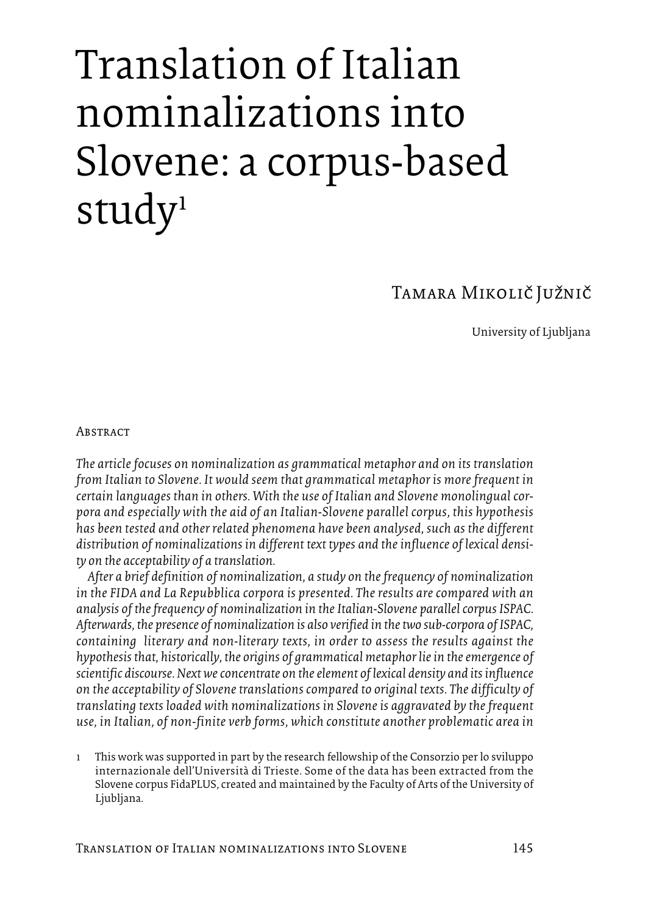# Translation of Italian nominalizations into Slovene: a corpus-based study[1]

Tamara Mikolič Južnič

University of Ljubljana

## Abstract

*The article focuses on nominalization as grammatical metaphor and on its translation from Italian to Slovene. It would seem that grammatical metaphor is more frequent in certain languages than in others. With the use of Italian and Slovene monolingual corpora and especially with the aid of an Italian-Slovene parallel corpus, this hypothesis has been tested and other related phenomena have been analysed, such as the different distribution of nominalizations in different text types and the influence of lexical density on the acceptability of a translation.*

*After a brief definition of nominalization, a study on the frequency of nominalization in the FIDA and La Repubblica corpora is presented. The results are compared with an analysis of the frequency of nominalization in the Italian-Slovene parallel corpus ISPAC. Afterwards, the presence of nominalization is also verified in the two sub-corpora of ISPAC, containing literary and non-literary texts, in order to assess the results against the hypothesis that, historically, the origins of grammatical metaphor lie in the emergence of scientific discourse. Next we concentrate on the element of lexical density and its influence on the acceptability of Slovene translations compared to original texts. The difficulty of translating texts loaded with nominalizations in Slovene is aggravated by the frequent use, in Italian, of non-finite verb forms, which constitute another problematic area in*

[1] This work was supported in part by the research fellowship of the Consorzio per lo sviluppo internazionale dell'Università di Trieste. Some of the data has been extracted from the Slovene corpus FidaPLUS, created and maintained by the Faculty of Arts of the University of Ljubljana.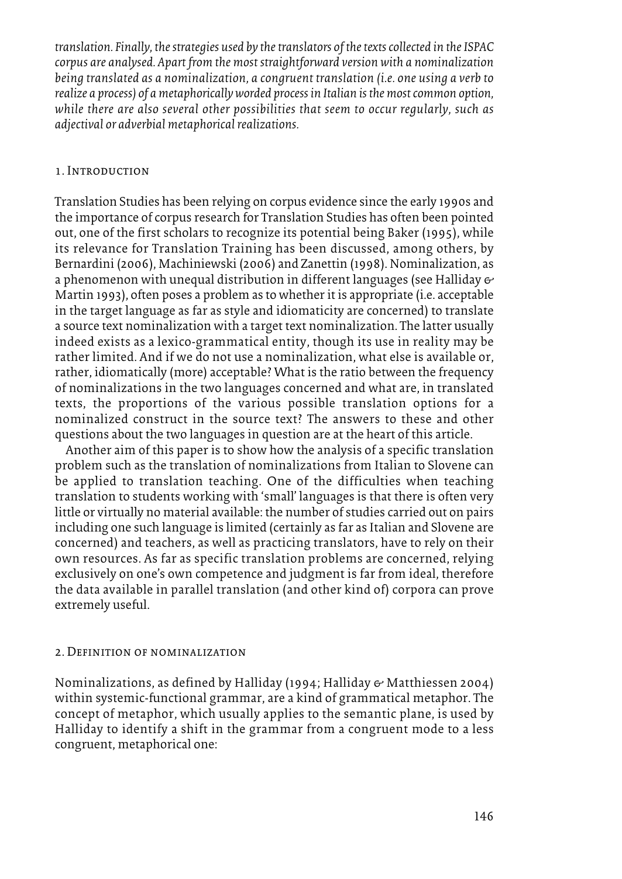*translation. Finally, the strategies used by the translators of the texts collected in the ISPAC corpus are analysed. Apart from the most straightforward version with a nominalization being translated as a nominalization, a congruent translation (i.e. one using a verb to realize a process) of a metaphorically worded process in Italian is the most common option, while there are also several other possibilities that seem to occur regularly, such as adjectival or adverbial metaphorical realizations.*

## 1. Introduction

Translation Studies has been relying on corpus evidence since the early 1990s and the importance of corpus research for Translation Studies has often been pointed out, one of the first scholars to recognize its potential being Baker (1995), while its relevance for Translation Training has been discussed, among others, by Bernardini (2006), Machiniewski (2006) and Zanettin (1998). Nominalization, as a phenomenon with unequal distribution in different languages (see Halliday & Martin 1993), often poses a problem as to whether it is appropriate (i.e. acceptable in the target language as far as style and idiomaticity are concerned) to translate a source text nominalization with a target text nominalization. The latter usually indeed exists as a lexico-grammatical entity, though its use in reality may be rather limited. And if we do not use a nominalization, what else is available or, rather, idiomatically (more) acceptable? What is the ratio between the frequency of nominalizations in the two languages concerned and what are, in translated texts, the proportions of the various possible translation options for a nominalized construct in the source text? The answers to these and other questions about the two languages in question are at the heart of this article.

Another aim of this paper is to show how the analysis of a specific translation problem such as the translation of nominalizations from Italian to Slovene can be applied to translation teaching. One of the difficulties when teaching translation to students working with 'small' languages is that there is often very little or virtually no material available: the number of studies carried out on pairs including one such language is limited (certainly as far as Italian and Slovene are concerned) and teachers, as well as practicing translators, have to rely on their own resources. As far as specific translation problems are concerned, relying exclusively on one's own competence and judgment is far from ideal, therefore the data available in parallel translation (and other kind of) corpora can prove extremely useful.

## 2. Definition of nominalization

Nominalizations, as defined by Halliday (1994; Halliday & Matthiessen 2004) within systemic-functional grammar, are a kind of grammatical metaphor. The concept of metaphor, which usually applies to the semantic plane, is used by Halliday to identify a shift in the grammar from a congruent mode to a less congruent, metaphorical one: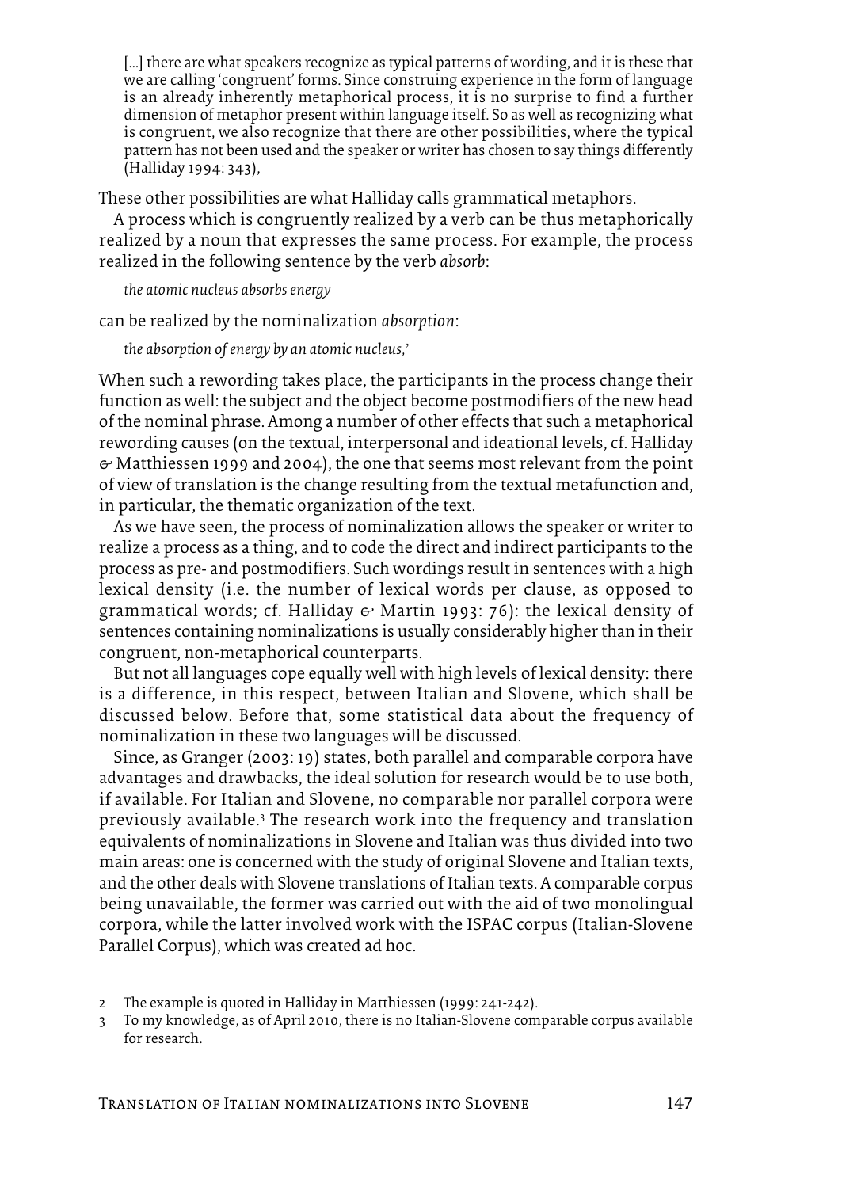> [...] there are what speakers recognize as typical patterns of wording, and it is these that we are calling 'congruent' forms. Since construing experience in the form of language is an already inherently metaphorical process, it is no surprise to find a further dimension of metaphor present within language itself. So as well as recognizing what is congruent, we also recognize that there are other possibilities, where the typical pattern has not been used and the speaker or writer has chosen to say things differently (Halliday 1994: 343),

These other possibilities are what Halliday calls grammatical metaphors.

A process which is congruently realized by a verb can be thus metaphorically realized by a noun that expresses the same process. For example, the process realized in the following sentence by the verb *absorb*:

> *the atomic nucleus absorbs energy*

can be realized by the nominalization *absorption*:

> *the absorption of energy by an atomic nucleus,*[2]

When such a rewording takes place, the participants in the process change their function as well: the subject and the object become postmodifiers of the new head of the nominal phrase. Among a number of other effects that such a metaphorical rewording causes (on the textual, interpersonal and ideational levels, cf. Halliday & Matthiessen 1999 and 2004), the one that seems most relevant from the point of view of translation is the change resulting from the textual metafunction and, in particular, the thematic organization of the text.

As we have seen, the process of nominalization allows the speaker or writer to realize a process as a thing, and to code the direct and indirect participants to the process as pre- and postmodifiers. Such wordings result in sentences with a high lexical density (i.e. the number of lexical words per clause, as opposed to grammatical words; cf. Halliday & Martin 1993: 76): the lexical density of sentences containing nominalizations is usually considerably higher than in their congruent, non-metaphorical counterparts.

But not all languages cope equally well with high levels of lexical density: there is a difference, in this respect, between Italian and Slovene, which shall be discussed below. Before that, some statistical data about the frequency of nominalization in these two languages will be discussed.

Since, as Granger (2003: 19) states, both parallel and comparable corpora have advantages and drawbacks, the ideal solution for research would be to use both, if available. For Italian and Slovene, no comparable nor parallel corpora were previously available.[3] The research work into the frequency and translation equivalents of nominalizations in Slovene and Italian was thus divided into two main areas: one is concerned with the study of original Slovene and Italian texts, and the other deals with Slovene translations of Italian texts. A comparable corpus being unavailable, the former was carried out with the aid of two monolingual corpora, while the latter involved work with the ISPAC corpus (Italian-Slovene Parallel Corpus), which was created ad hoc.

2 The example is quoted in Halliday in Matthiessen (1999: 241-242).

3 To my knowledge, as of April 2010, there is no Italian-Slovene comparable corpus available for research.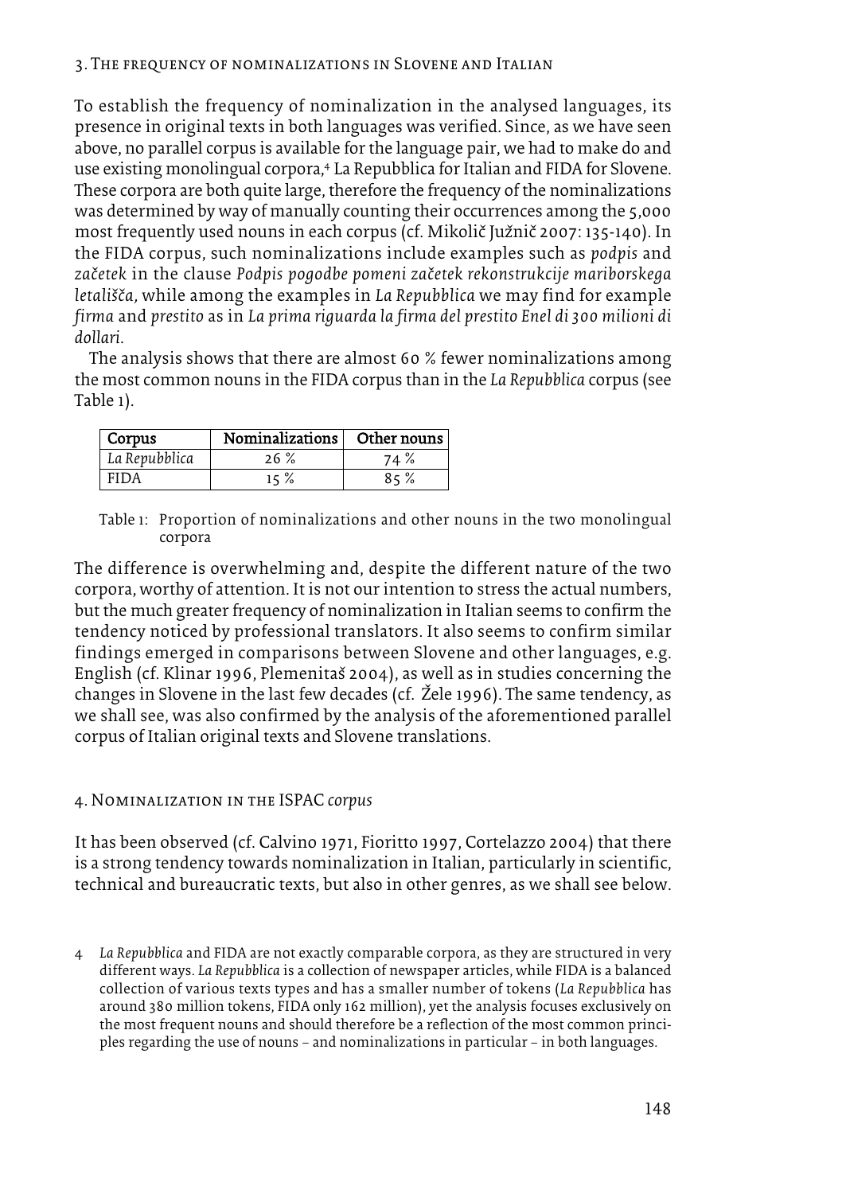## 3. The frequency of nominalizations in Slovene and Italian

To establish the frequency of nominalization in the analysed languages, its presence in original texts in both languages was verified. Since, as we have seen above, no parallel corpus is available for the language pair, we had to make do and use existing monolingual corpora,[4] La Repubblica for Italian and FIDA for Slovene. These corpora are both quite large, therefore the frequency of the nominalizations was determined by way of manually counting their occurrences among the 5,000 most frequently used nouns in each corpus (cf. Mikolič Južnič 2007: 135-140). In the FIDA corpus, such nominalizations include examples such as *podpis* and *začetek* in the clause *Podpis pogodbe pomeni začetek rekonstrukcije mariborskega letališča*, while among the examples in *La Repubblica* we may find for example *firma* and *prestito* as in *La prima riguarda la firma del prestito Enel di 300 milioni di dollari*.

The analysis shows that there are almost 60 % fewer nominalizations among the most common nouns in the FIDA corpus than in the *La Repubblica* corpus (see Table 1).

| Corpus | Nominalizations | Other nouns |
|---|---|---|
| *La Repubblica* | 26 % | 74 % |
| FIDA | 15 % | 85 % |

Table 1: Proportion of nominalizations and other nouns in the two monolingual corpora

The difference is overwhelming and, despite the different nature of the two corpora, worthy of attention. It is not our intention to stress the actual numbers, but the much greater frequency of nominalization in Italian seems to confirm the tendency noticed by professional translators. It also seems to confirm similar findings emerged in comparisons between Slovene and other languages, e.g. English (cf. Klinar 1996, Plemenitaš 2004), as well as in studies concerning the changes in Slovene in the last few decades (cf. Žele 1996). The same tendency, as we shall see, was also confirmed by the analysis of the aforementioned parallel corpus of Italian original texts and Slovene translations.

## 4. Nominalization in the ISPAC *corpus*

It has been observed (cf. Calvino 1971, Fioritto 1997, Cortelazzo 2004) that there is a strong tendency towards nominalization in Italian, particularly in scientific, technical and bureaucratic texts, but also in other genres, as we shall see below.

[4] *La Repubblica* and FIDA are not exactly comparable corpora, as they are structured in very different ways. *La Repubblica* is a collection of newspaper articles, while FIDA is a balanced collection of various texts types and has a smaller number of tokens (*La Repubblica* has around 380 million tokens, FIDA only 162 million), yet the analysis focuses exclusively on the most frequent nouns and should therefore be a reflection of the most common principles regarding the use of nouns – and nominalizations in particular – in both languages.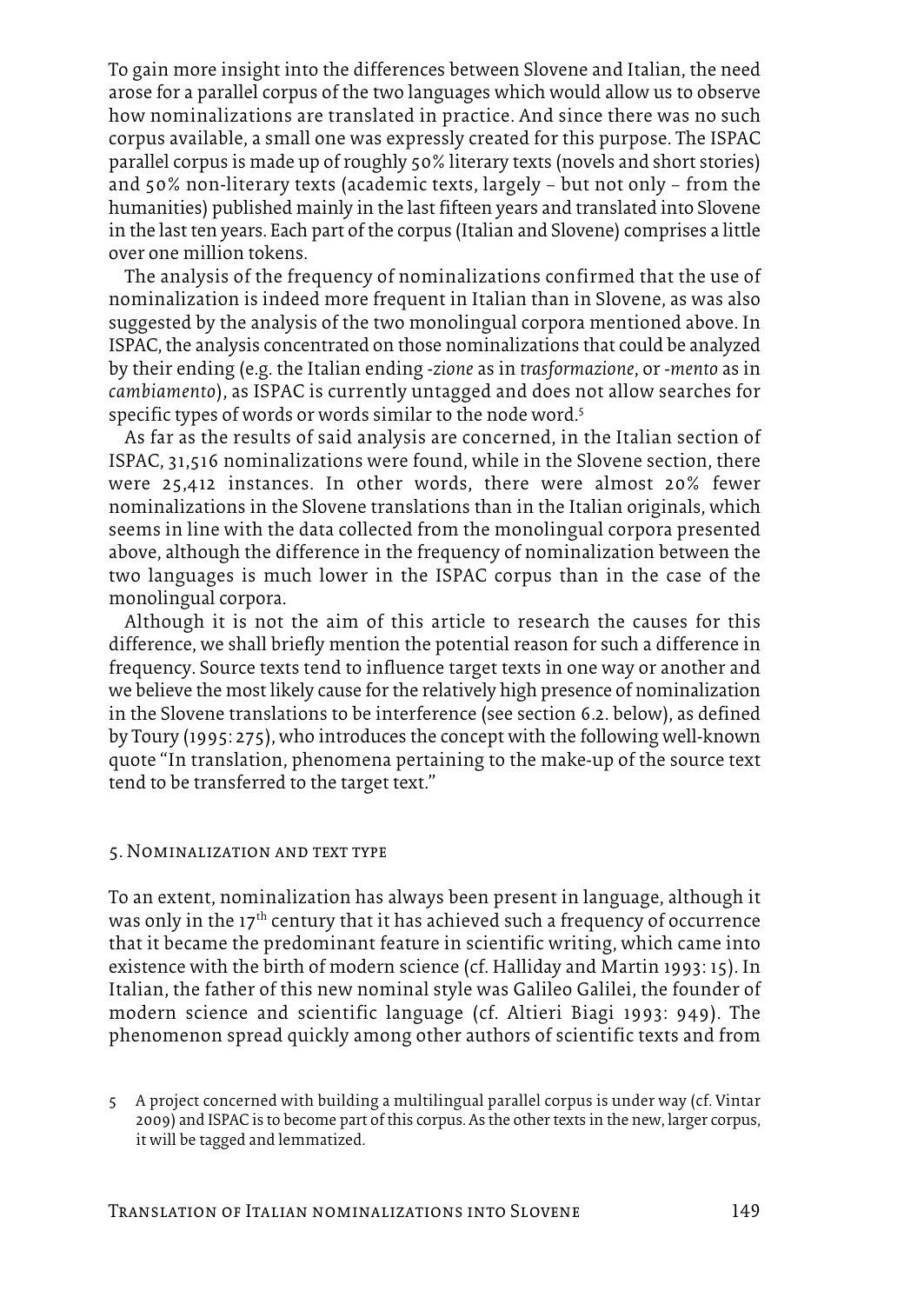To gain more insight into the differences between Slovene and Italian, the need arose for a parallel corpus of the two languages which would allow us to observe how nominalizations are translated in practice. And since there was no such corpus available, a small one was expressly created for this purpose. The ISPAC parallel corpus is made up of roughly 50% literary texts (novels and short stories) and 50% non-literary texts (academic texts, largely – but not only – from the humanities) published mainly in the last fifteen years and translated into Slovene in the last ten years. Each part of the corpus (Italian and Slovene) comprises a little over one million tokens.

The analysis of the frequency of nominalizations confirmed that the use of nominalization is indeed more frequent in Italian than in Slovene, as was also suggested by the analysis of the two monolingual corpora mentioned above. In ISPAC, the analysis concentrated on those nominalizations that could be analyzed by their ending (e.g. the Italian ending *-zione* as in *trasformazione*, or *-mento* as in *cambiamento*), as ISPAC is currently untagged and does not allow searches for specific types of words or words similar to the node word.[5]

As far as the results of said analysis are concerned, in the Italian section of ISPAC, 31,516 nominalizations were found, while in the Slovene section, there were 25,412 instances. In other words, there were almost 20% fewer nominalizations in the Slovene translations than in the Italian originals, which seems in line with the data collected from the monolingual corpora presented above, although the difference in the frequency of nominalization between the two languages is much lower in the ISPAC corpus than in the case of the monolingual corpora.

Although it is not the aim of this article to research the causes for this difference, we shall briefly mention the potential reason for such a difference in frequency. Source texts tend to influence target texts in one way or another and we believe the most likely cause for the relatively high presence of nominalization in the Slovene translations to be interference (see section 6.2. below), as defined by Toury (1995: 275), who introduces the concept with the following well-known quote "In translation, phenomena pertaining to the make-up of the source text tend to be transferred to the target text."

## 5. Nominalization and text type

To an extent, nominalization has always been present in language, although it was only in the 17th century that it has achieved such a frequency of occurrence that it became the predominant feature in scientific writing, which came into existence with the birth of modern science (cf. Halliday and Martin 1993: 15). In Italian, the father of this new nominal style was Galileo Galilei, the founder of modern science and scientific language (cf. Altieri Biagi 1993: 949). The phenomenon spread quickly among other authors of scientific texts and from

5 A project concerned with building a multilingual parallel corpus is under way (cf. Vintar 2009) and ISPAC is to become part of this corpus. As the other texts in the new, larger corpus, it will be tagged and lemmatized.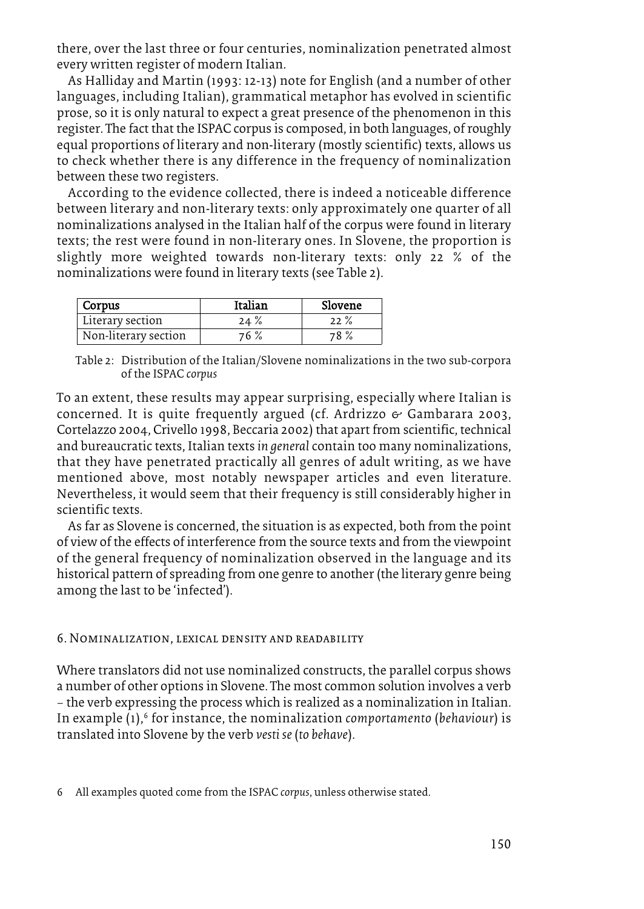there, over the last three or four centuries, nominalization penetrated almost every written register of modern Italian.

As Halliday and Martin (1993: 12-13) note for English (and a number of other languages, including Italian), grammatical metaphor has evolved in scientific prose, so it is only natural to expect a great presence of the phenomenon in this register. The fact that the ISPAC corpus is composed, in both languages, of roughly equal proportions of literary and non-literary (mostly scientific) texts, allows us to check whether there is any difference in the frequency of nominalization between these two registers.

According to the evidence collected, there is indeed a noticeable difference between literary and non-literary texts: only approximately one quarter of all nominalizations analysed in the Italian half of the corpus were found in literary texts; the rest were found in non-literary ones. In Slovene, the proportion is slightly more weighted towards non-literary texts: only 22 % of the nominalizations were found in literary texts (see Table 2).

| Corpus | Italian | Slovene |
|---|---|---|
| Literary section | 24 % | 22 % |
| Non-literary section | 76 % | 78 % |

Table 2: Distribution of the Italian/Slovene nominalizations in the two sub-corpora of the ISPAC *corpus*

To an extent, these results may appear surprising, especially where Italian is concerned. It is quite frequently argued (cf. Ardrizzo & Gambarara 2003, Cortelazzo 2004, Crivello 1998, Beccaria 2002) that apart from scientific, technical and bureaucratic texts, Italian texts *in general* contain too many nominalizations, that they have penetrated practically all genres of adult writing, as we have mentioned above, most notably newspaper articles and even literature. Nevertheless, it would seem that their frequency is still considerably higher in scientific texts.

As far as Slovene is concerned, the situation is as expected, both from the point of view of the effects of interference from the source texts and from the viewpoint of the general frequency of nominalization observed in the language and its historical pattern of spreading from one genre to another (the literary genre being among the last to be 'infected').

## 6. Nominalization, lexical density and readability

Where translators did not use nominalized constructs, the parallel corpus shows a number of other options in Slovene. The most common solution involves a verb – the verb expressing the process which is realized as a nominalization in Italian. In example (1),[6] for instance, the nominalization *comportamento* (*behaviour*) is translated into Slovene by the verb *vesti se* (*to behave*).

6 All examples quoted come from the ISPAC *corpus*, unless otherwise stated.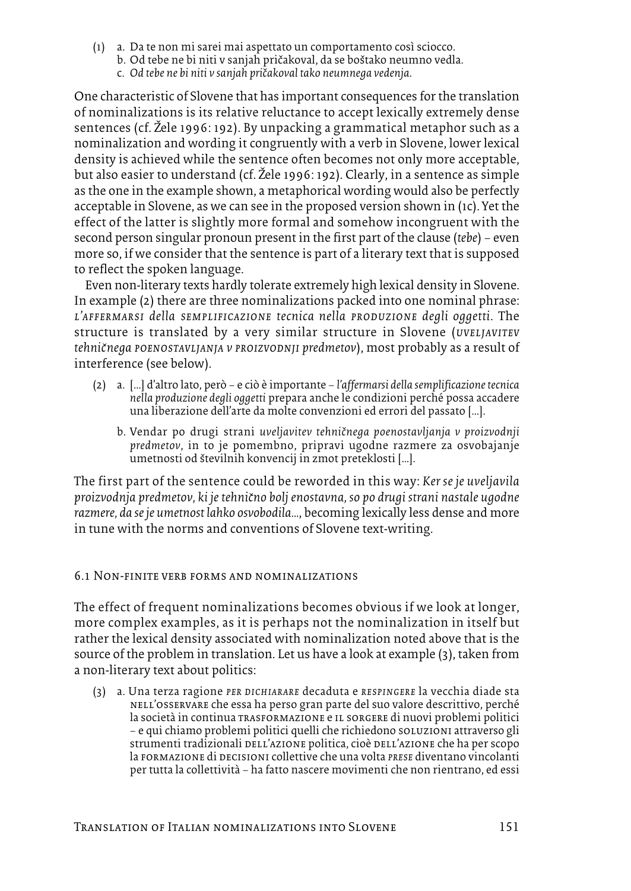(1) a. Da te non mi sarei mai aspettato un comportamento così sciocco.
   b. Od tebe ne bi niti v sanjah pričakoval, da se boštako neumno vedla.
   c. *Od tebe ne bi niti v sanjah pričakoval tako neumnega vedenja.*

One characteristic of Slovene that has important consequences for the translation of nominalizations is its relative reluctance to accept lexically extremely dense sentences (cf. Žele 1996: 192). By unpacking a grammatical metaphor such as a nominalization and wording it congruently with a verb in Slovene, lower lexical density is achieved while the sentence often becomes not only more acceptable, but also easier to understand (cf. Žele 1996: 192). Clearly, in a sentence as simple as the one in the example shown, a metaphorical wording would also be perfectly acceptable in Slovene, as we can see in the proposed version shown in (1c). Yet the effect of the latter is slightly more formal and somehow incongruent with the second person singular pronoun present in the first part of the clause (*tebe*) – even more so, if we consider that the sentence is part of a literary text that is supposed to reflect the spoken language.

Even non-literary texts hardly tolerate extremely high lexical density in Slovene. In example (2) there are three nominalizations packed into one nominal phrase: *L'AFFERMARSI della SEMPLIFICAZIONE tecnica nella PRODUZIONE degli oggetti*. The structure is translated by a very similar structure in Slovene (*UVELJAVITEV tehničnega POENOSTAVLJANJA v PROIZVODNJI predmetov*), most probably as a result of interference (see below).

(2) a. [...] d'altro lato, però – e ciò è importante – *l'affermarsi della semplificazione tecnica nella produzione degli oggetti* prepara anche le condizioni perché possa accadere una liberazione dell'arte da molte convenzioni ed errori del passato [...].
   b. Vendar po drugi strani *uveljavitev tehničnega poenostavljanja v proizvodnji predmetov*, in to je pomembno, pripravi ugodne razmere za osvobajanje umetnosti od številnih konvencij in zmot preteklosti [...].

The first part of the sentence could be reworded in this way: *Ker se je uveljavila proizvodnja predmetov, ki je tehnično bolj enostavna, so po drugi strani nastale ugodne razmere, da se je umetnost lahko osvobodila...*, becoming lexically less dense and more in tune with the norms and conventions of Slovene text-writing.

## 6.1 Non-finite verb forms and nominalizations

The effect of frequent nominalizations becomes obvious if we look at longer, more complex examples, as it is perhaps not the nominalization in itself but rather the lexical density associated with nominalization noted above that is the source of the problem in translation. Let us have a look at example (3), taken from a non-literary text about politics:

(3) a. Una terza ragione *PER DICHIARARE* decaduta e *RESPINGERE* la vecchia diade sta NELL'OSSERVARE che essa ha perso gran parte del suo valore descrittivo, perché la società in continua TRASFORMAZIONE e IL SORGERE di nuovi problemi politici – e qui chiamo problemi politici quelli che richiedono SOLUZIONI attraverso gli strumenti tradizionali DELL'AZIONE politica, cioè DELL'AZIONE che ha per scopo la FORMAZIONE di DECISIONI collettive che una volta *PRESE* diventano vincolanti per tutta la collettività – ha fatto nascere movimenti che non rientrano, ed essi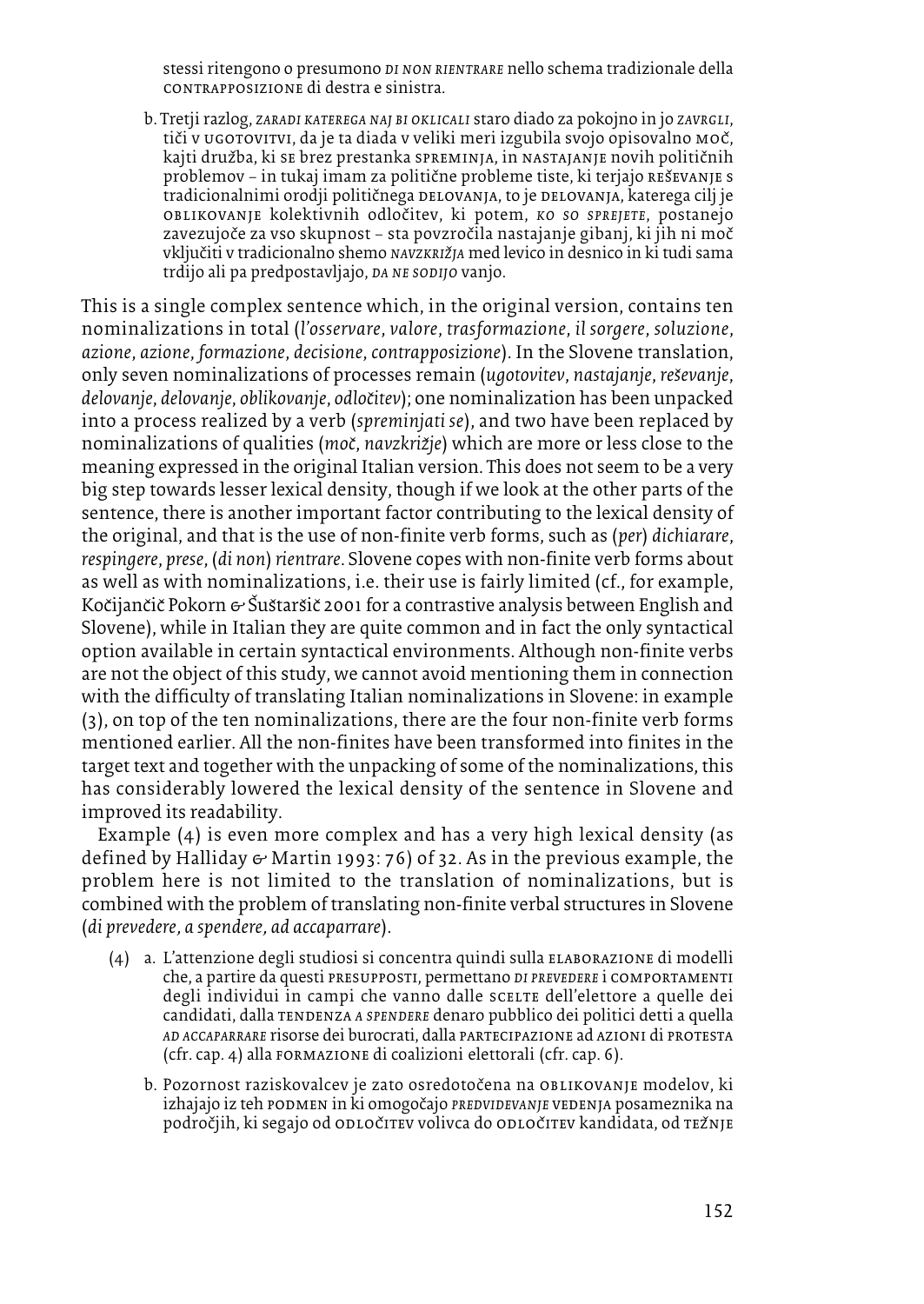stessi ritengono o presumono *DI NON RIENTRARE* nello schema tradizionale della CONTRAPPOSIZIONE di destra e sinistra.

b. Tretji razlog, *ZARADI KATEREGA NAJ BI OKLICALI* staro diado za pokojno in jo *ZAVRGLI*, tiči v UGOTOVITVI, da je ta diada v veliki meri izgubila svojo opisovalno MOČ, kajti družba, ki SE brez prestanka SPREMINJA, in NASTAJANJE novih političnih problemov – in tukaj imam za politične probleme tiste, ki terjajo REŠEVANJE s tradicionalnimi orodji političnega DELOVANJA, to je DELOVANJA, katerega cilj je OBLIKOVANJE kolektivnih odločitev, ki potem, *KO SO SPREJETE*, postanejo zavezujoče za vso skupnost – sta povzročila nastajanje gibanj, ki jih ni moč vključiti v tradicionalno shemo *NAVZKRIŽJA* med levico in desnico in ki tudi sama trdijo ali pa predpostavljajo, *DA NE SODIJO* vanjo.

This is a single complex sentence which, in the original version, contains ten nominalizations in total (*l'osservare*, *valore*, *trasformazione*, *il sorgere*, *soluzione*, *azione*, *azione*, *formazione*, *decisione*, *contrapposizione*). In the Slovene translation, only seven nominalizations of processes remain (*ugotovitev*, *nastajanje*, *reševanje*, *delovanje*, *delovanje*, *oblikovanje*, *odločitev*); one nominalization has been unpacked into a process realized by a verb (*spreminjati se*), and two have been replaced by nominalizations of qualities (*moč*, *navzkrižje*) which are more or less close to the meaning expressed in the original Italian version. This does not seem to be a very big step towards lesser lexical density, though if we look at the other parts of the sentence, there is another important factor contributing to the lexical density of the original, and that is the use of non-finite verb forms, such as (*per*) *dichiarare*, *respingere*, *prese*, (*di non*) *rientrare*. Slovene copes with non-finite verb forms about as well as with nominalizations, i.e. their use is fairly limited (cf., for example, Kočijančič Pokorn & Šuštaršič 2001 for a contrastive analysis between English and Slovene), while in Italian they are quite common and in fact the only syntactical option available in certain syntactical environments. Although non-finite verbs are not the object of this study, we cannot avoid mentioning them in connection with the difficulty of translating Italian nominalizations in Slovene: in example (3), on top of the ten nominalizations, there are the four non-finite verb forms mentioned earlier. All the non-finites have been transformed into finites in the target text and together with the unpacking of some of the nominalizations, this has considerably lowered the lexical density of the sentence in Slovene and improved its readability.

Example (4) is even more complex and has a very high lexical density (as defined by Halliday & Martin 1993: 76) of 32. As in the previous example, the problem here is not limited to the translation of nominalizations, but is combined with the problem of translating non-finite verbal structures in Slovene (*di prevedere, a spendere, ad accaparrare*).

(4) a. L'attenzione degli studiosi si concentra quindi sulla ELABORAZIONE di modelli che, a partire da questi PRESUPPOSTI, permettano *DI PREVEDERE* i COMPORTAMENTI degli individui in campi che vanno dalle SCELTE dell'elettore a quelle dei candidati, dalla TENDENZA *A SPENDERE* denaro pubblico dei politici detti a quella *AD ACCAPARRARE* risorse dei burocrati, dalla PARTECIPAZIONE ad AZIONI di PROTESTA (cfr. cap. 4) alla FORMAZIONE di coalizioni elettorali (cfr. cap. 6).

b. Pozornost raziskovalcev je zato osredotočena na OBLIKOVANJE modelov, ki izhajajo iz teh PODMEN in ki omogočajo *PREDVIDEVANJE* VEDENJA posameznika na področjih, ki segajo od ODLOČITEV volivca do ODLOČITEV kandidata, od TEŽNJE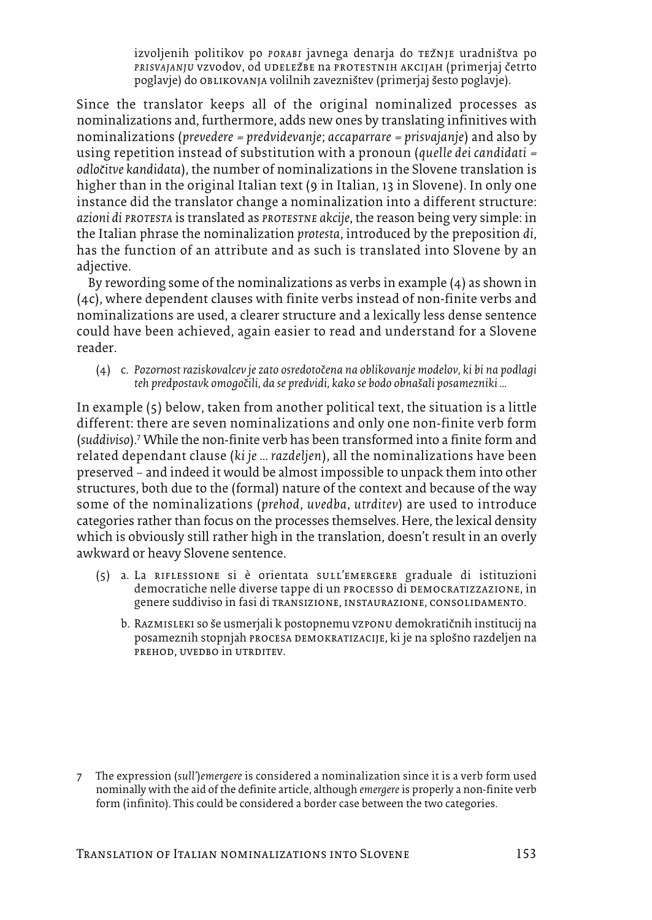izvoljenih politikov po *PORABI* javnega denarja do TEŽNJE uradništva po *PRISVAJANJU* vzvodov, od UDELEŽBE na PROTESTNIH AKCIJAH (primerjaj četrto poglavje) do OBLIKOVANJA volilnih zavezništev (primerjaj šesto poglavje).

Since the translator keeps all of the original nominalized processes as nominalizations and, furthermore, adds new ones by translating infinitives with nominalizations (*prevedere = predvidevanje*; *accaparrare = prisvajanje*) and also by using repetition instead of substitution with a pronoun (*quelle dei candidati = odločitve kandidata*), the number of nominalizations in the Slovene translation is higher than in the original Italian text (9 in Italian, 13 in Slovene). In only one instance did the translator change a nominalization into a different structure: *azioni di PROTESTA* is translated as *PROTESTNE akcije*, the reason being very simple: in the Italian phrase the nominalization *protesta*, introduced by the preposition *di*, has the function of an attribute and as such is translated into Slovene by an adjective.

By rewording some of the nominalizations as verbs in example (4) as shown in (4c), where dependent clauses with finite verbs instead of non-finite verbs and nominalizations are used, a clearer structure and a lexically less dense sentence could have been achieved, again easier to read and understand for a Slovene reader.

(4) c. *Pozornost raziskovalcev je zato osredotočena na oblikovanje modelov, ki bi na podlagi teh predpostavk omogočili, da se predvidi, kako se bodo obnašali posamezniki ...*

In example (5) below, taken from another political text, the situation is a little different: there are seven nominalizations and only one non-finite verb form (*suddiviso*).[7] While the non-finite verb has been transformed into a finite form and related dependant clause (*ki je ... razdeljen*), all the nominalizations have been preserved – and indeed it would be almost impossible to unpack them into other structures, both due to the (formal) nature of the context and because of the way some of the nominalizations (*prehod*, *uvedba*, *utrditev*) are used to introduce categories rather than focus on the processes themselves. Here, the lexical density which is obviously still rather high in the translation, doesn't result in an overly awkward or heavy Slovene sentence.

(5) a. La RIFLESSIONE si è orientata SULL'EMERGERE graduale di istituzioni democratiche nelle diverse tappe di un PROCESSO di DEMOCRATIZZAZIONE, in genere suddiviso in fasi di TRANSIZIONE, INSTAURAZIONE, CONSOLIDAMENTO.

b. RAZMISLEKI so še usmerjali k postopnemu VZPONU demokratičnih institucij na posameznih stopnjah PROCESA DEMOKRATIZACIJE, ki je na splošno razdeljen na PREHOD, UVEDBO in UTRDITEV.

7 The expression (*sull'*)*emergere* is considered a nominalization since it is a verb form used nominally with the aid of the definite article, although *emergere* is properly a non-finite verb form (infinito). This could be considered a border case between the two categories.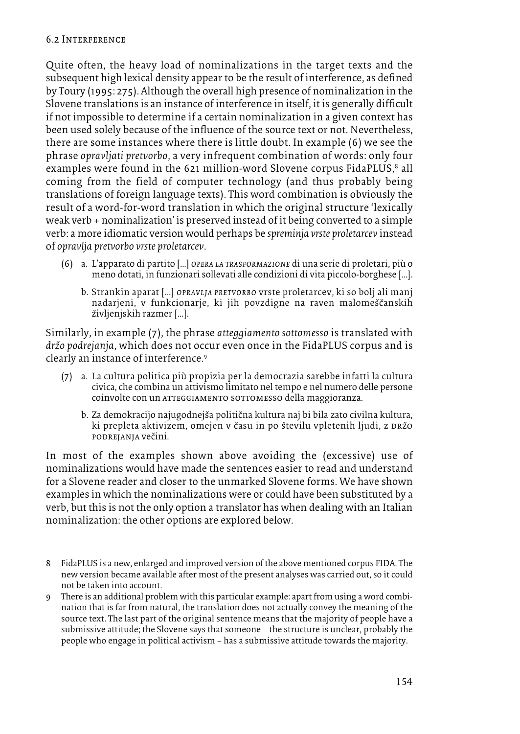### 6.2 Interference

Quite often, the heavy load of nominalizations in the target texts and the subsequent high lexical density appear to be the result of interference, as defined by Toury (1995: 275). Although the overall high presence of nominalization in the Slovene translations is an instance of interference in itself, it is generally difficult if not impossible to determine if a certain nominalization in a given context has been used solely because of the influence of the source text or not. Nevertheless, there are some instances where there is little doubt. In example (6) we see the phrase *opravljati pretvorbo*, a very infrequent combination of words: only four examples were found in the 621 million-word Slovene corpus FidaPLUS,[8] all coming from the field of computer technology (and thus probably being translations of foreign language texts). This word combination is obviously the result of a word-for-word translation in which the original structure 'lexically weak verb + nominalization' is preserved instead of it being converted to a simple verb: a more idiomatic version would perhaps be *spreminja vrste proletarcev* instead of *opravlja pretvorbo vrste proletarcev*.

(6) a. L'apparato di partito [...] *OPERA LA TRASFORMAZIONE* di una serie di proletari, più o meno dotati, in funzionari sollevati alle condizioni di vita piccolo-borghese [...].

b. Strankin aparat [...] *OPRAVLJA PRETVORBO* vrste proletarcev, ki so bolj ali manj nadarjeni, v funkcionarje, ki jih povzdigne na raven malomeščanskih življenjskih razmer [...].

Similarly, in example (7), the phrase *atteggiamento sottomesso* is translated with *držo podrejanja*, which does not occur even once in the FidaPLUS corpus and is clearly an instance of interference.[9]

(7) a. La cultura politica più propizia per la democrazia sarebbe infatti la cultura civica, che combina un attivismo limitato nel tempo e nel numero delle persone coinvolte con un ATTEGGIAMENTO SOTTOMESSO della maggioranza.

b. Za demokracijo najugodnejša politična kultura naj bi bila zato civilna kultura, ki prepleta aktivizem, omejen v času in po številu vpletenih ljudi, z DRŽO PODREJANJA večini.

In most of the examples shown above avoiding the (excessive) use of nominalizations would have made the sentences easier to read and understand for a Slovene reader and closer to the unmarked Slovene forms. We have shown examples in which the nominalizations were or could have been substituted by a verb, but this is not the only option a translator has when dealing with an Italian nominalization: the other options are explored below.

8 FidaPLUS is a new, enlarged and improved version of the above mentioned corpus FIDA. The new version became available after most of the present analyses was carried out, so it could not be taken into account.

9 There is an additional problem with this particular example: apart from using a word combination that is far from natural, the translation does not actually convey the meaning of the source text. The last part of the original sentence means that the majority of people have a submissive attitude; the Slovene says that someone – the structure is unclear, probably the people who engage in political activism – has a submissive attitude towards the majority.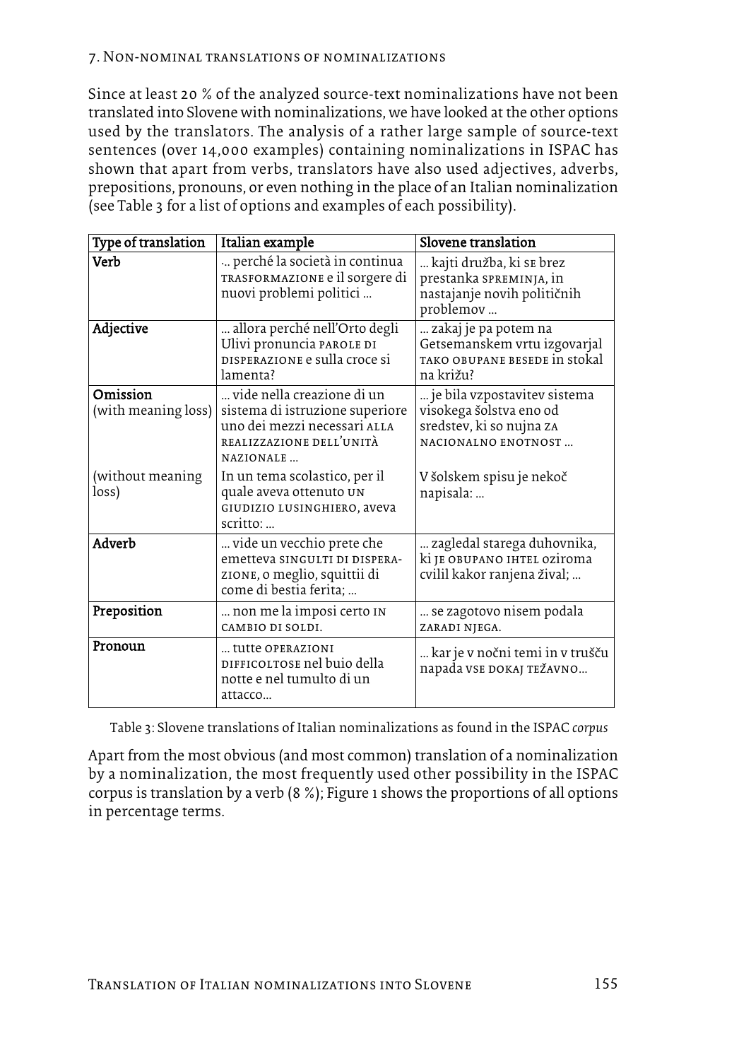## 7. Non-nominal translations of nominalizations

Since at least 20 % of the analyzed source-text nominalizations have not been translated into Slovene with nominalizations, we have looked at the other options used by the translators. The analysis of a rather large sample of source-text sentences (over 14,000 examples) containing nominalizations in ISPAC has shown that apart from verbs, translators have also used adjectives, adverbs, prepositions, pronouns, or even nothing in the place of an Italian nominalization (see Table 3 for a list of options and examples of each possibility).

| Type of translation | Italian example | Slovene translation |
|---|---|---|
| **Verb** | ·.. perché la società in continua TRASFORMAZIONE e il sorgere di nuovi problemi politici … | … kajti družba, ki SE brez prestanka SPREMINJA, in nastajanje novih političnih problemov … |
| **Adjective** | … allora perché nell'Orto degli Ulivi pronuncia PAROLE DI DISPERAZIONE e sulla croce si lamenta? | … zakaj je pa potem na Getsemanskem vrtu izgovarjal TAKO OBUPANE BESEDE in stokal na križu? |
| **Omission** (with meaning loss) | … vide nella creazione di un sistema di istruzione superiore uno dei mezzi necessari ALLA REALIZZAZIONE DELL'UNITÀ NAZIONALE … | … je bila vzpostavitev sistema visokega šolstva eno od sredstev, ki so nujna ZA NACIONALNO ENOTNOST … |
| (without meaning loss) | In un tema scolastico, per il quale aveva ottenuto UN GIUDIZIO LUSINGHIERO, aveva scritto: … | V šolskem spisu je nekoč napisala: … |
| **Adverb** | … vide un vecchio prete che emetteva SINGULTI DI DISPERAZIONE, o meglio, squittii di come di bestia ferita; … | … zagledal starega duhovnika, ki JE OBUPANO IHTEL oziroma cvilil kakor ranjena žival; … |
| **Preposition** | … non me la imposi certo IN CAMBIO DI SOLDI. | … se zagotovo nisem podala ZARADI NJEGA. |
| **Pronoun** | … tutte OPERAZIONI DIFFICOLTOSE nel buio della notte e nel tumulto di un attacco… | … kar je v nočni temi in v trušču napada VSE DOKAJ TEŽAVNO… |

Table 3: Slovene translations of Italian nominalizations as found in the ISPAC *corpus*

Apart from the most obvious (and most common) translation of a nominalization by a nominalization, the most frequently used other possibility in the ISPAC corpus is translation by a verb (8 %); Figure 1 shows the proportions of all options in percentage terms.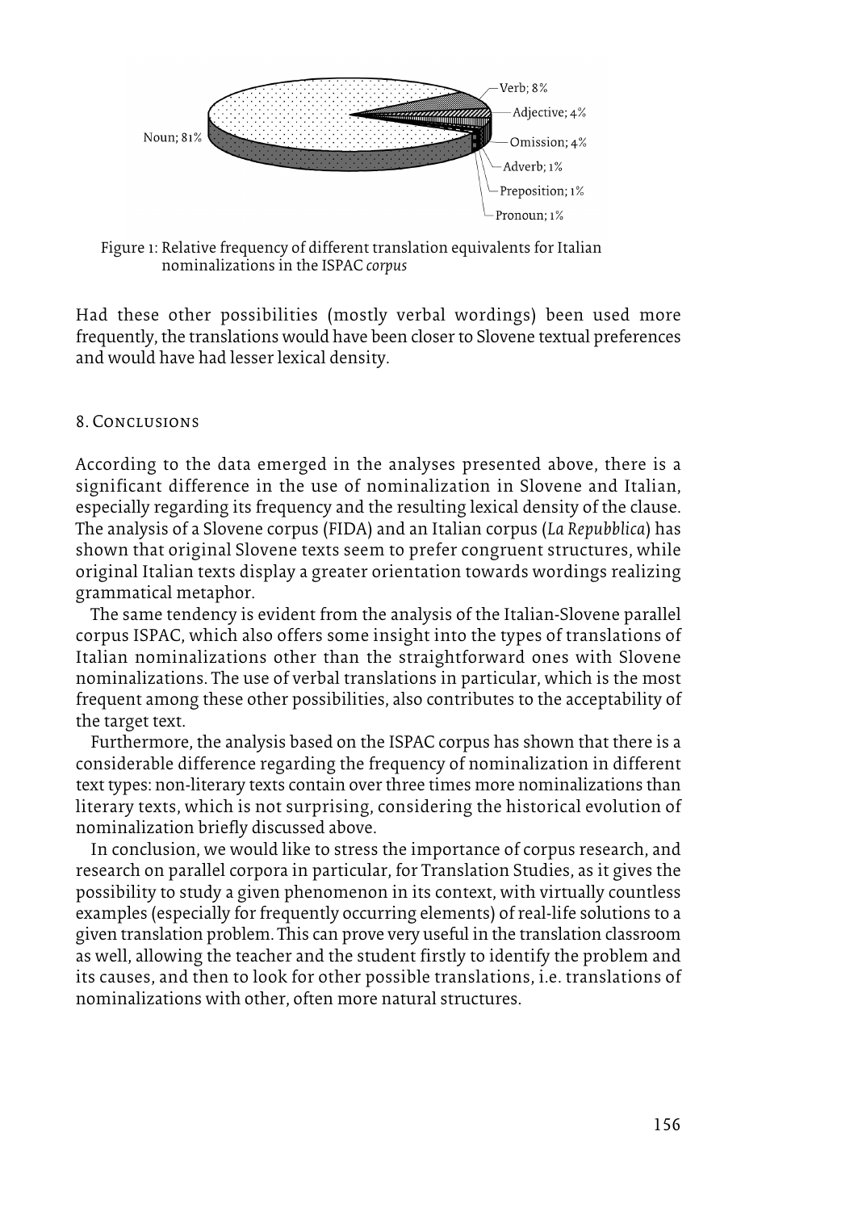Figure 1: Relative frequency of different translation equivalents for Italian nominalizations in the ISPAC *corpus*

Had these other possibilities (mostly verbal wordings) been used more frequently, the translations would have been closer to Slovene textual preferences and would have had lesser lexical density.

## 8. Conclusions

According to the data emerged in the analyses presented above, there is a significant difference in the use of nominalization in Slovene and Italian, especially regarding its frequency and the resulting lexical density of the clause. The analysis of a Slovene corpus (FIDA) and an Italian corpus (*La Repubblica*) has shown that original Slovene texts seem to prefer congruent structures, while original Italian texts display a greater orientation towards wordings realizing grammatical metaphor.

The same tendency is evident from the analysis of the Italian-Slovene parallel corpus ISPAC, which also offers some insight into the types of translations of Italian nominalizations other than the straightforward ones with Slovene nominalizations. The use of verbal translations in particular, which is the most frequent among these other possibilities, also contributes to the acceptability of the target text.

Furthermore, the analysis based on the ISPAC corpus has shown that there is a considerable difference regarding the frequency of nominalization in different text types: non-literary texts contain over three times more nominalizations than literary texts, which is not surprising, considering the historical evolution of nominalization briefly discussed above.

In conclusion, we would like to stress the importance of corpus research, and research on parallel corpora in particular, for Translation Studies, as it gives the possibility to study a given phenomenon in its context, with virtually countless examples (especially for frequently occurring elements) of real-life solutions to a given translation problem. This can prove very useful in the translation classroom as well, allowing the teacher and the student firstly to identify the problem and its causes, and then to look for other possible translations, i.e. translations of nominalizations with other, often more natural structures.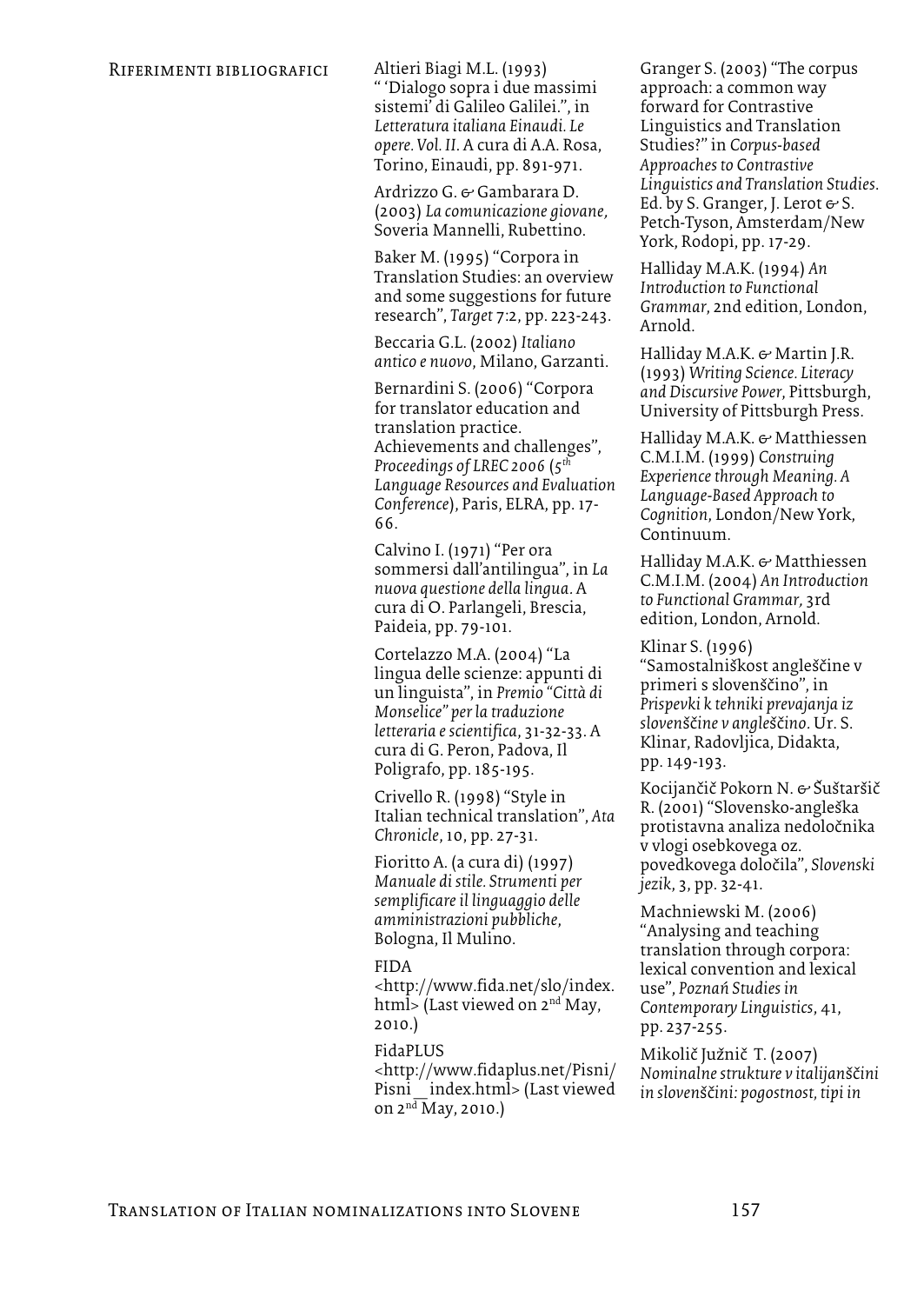## Riferimenti bibliografici

Altieri Biagi M.L. (1993) " 'Dialogo sopra i due massimi sistemi' di Galileo Galilei.", in *Letteratura italiana Einaudi. Le opere. Vol. II*. A cura di A.A. Rosa, Torino, Einaudi, pp. 891-971.

Ardrizzo G. & Gambarara D. (2003) *La comunicazione giovane,* Soveria Mannelli, Rubettino.

Baker M. (1995) "Corpora in Translation Studies: an overview and some suggestions for future research", *Target* 7:2, pp. 223-243.

Beccaria G.L. (2002) *Italiano antico e nuovo*, Milano, Garzanti.

Bernardini S. (2006) "Corpora for translator education and translation practice. Achievements and challenges", *Proceedings of LREC 2006* (*5th Language Resources and Evaluation Conference*), Paris, ELRA, pp. 17-66.

Calvino I. (1971) "Per ora sommersi dall'antilingua", in *La nuova questione della lingua*. A cura di O. Parlangeli, Brescia, Paideia, pp. 79-101.

Cortelazzo M.A. (2004) "La lingua delle scienze: appunti di un linguista", in *Premio "Città di Monselice" per la traduzione letteraria e scientifica*, 31-32-33. A cura di G. Peron, Padova, Il Poligrafo, pp. 185-195.

Crivello R. (1998) "Style in Italian technical translation", *Ata Chronicle*, 10, pp. 27-31.

Fioritto A. (a cura di) (1997) *Manuale di stile. Strumenti per semplificare il linguaggio delle amministrazioni pubbliche*, Bologna, Il Mulino.

FIDA <http://www.fida.net/slo/index.html> (Last viewed on 2nd May, 2010.)

FidaPLUS <http://www.fidaplus.net/Pisni/Pisni__index.html> (Last viewed on 2nd May, 2010.)

Granger S. (2003) "The corpus approach: a common way forward for Contrastive Linguistics and Translation Studies?" in *Corpus-based Approaches to Contrastive Linguistics and Translation Studies*. Ed. by S. Granger, J. Lerot & S. Petch-Tyson, Amsterdam/New York, Rodopi, pp. 17-29.

Halliday M.A.K. (1994) *An Introduction to Functional Grammar*, 2nd edition, London, Arnold.

Halliday M.A.K. & Martin J.R. (1993) *Writing Science. Literacy and Discursive Power*, Pittsburgh, University of Pittsburgh Press.

Halliday M.A.K. & Matthiessen C.M.I.M. (1999) *Construing Experience through Meaning. A Language-Based Approach to Cognition*, London/New York, Continuum.

Halliday M.A.K. & Matthiessen C.M.I.M. (2004) *An Introduction to Functional Grammar,* 3rd edition, London, Arnold.

Klinar S. (1996) "Samostalniškost angleščine v primeri s slovenščino", in *Prispevki k tehniki prevajanja iz slovenščine v angleščino*. Ur. S. Klinar, Radovljica, Didakta, pp. 149-193.

Kocijančič Pokorn N. & Šuštaršič R. (2001) "Slovensko-angleška protistavna analiza nedoločnika v vlogi osebkovega oz. povedkovega določila", *Slovenski jezik*, 3, pp. 32-41.

Machniewski M. (2006) "Analysing and teaching translation through corpora: lexical convention and lexical use", *Poznań Studies in Contemporary Linguistics*, 41, pp. 237-255.

Mikolič Južnič T. (2007) *Nominalne strukture v italijanščini in slovenščini: pogostnost, tipi in*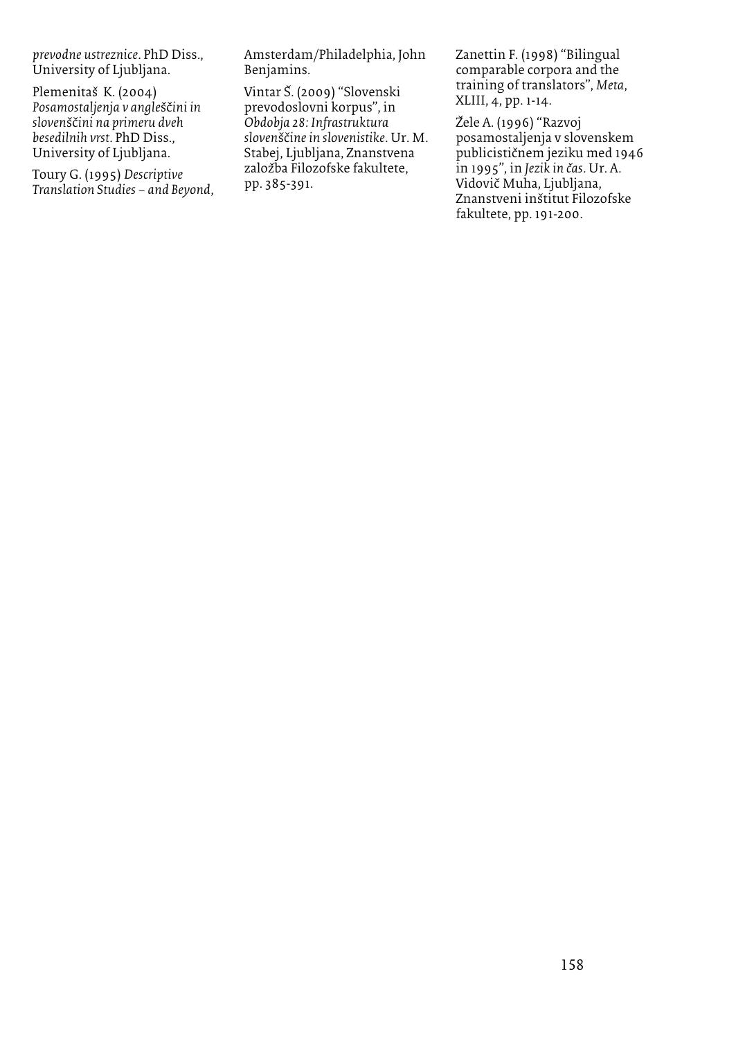*prevodne ustreznice*. PhD Diss., University of Ljubljana.

Plemenitaš K. (2004) *Posamostaljenja v angleščini in slovenščini na primeru dveh besedilnih vrst*. PhD Diss., University of Ljubljana.

Toury G. (1995) *Descriptive Translation Studies – and Beyond*, Amsterdam/Philadelphia, John Benjamins.

Vintar Š. (2009) "Slovenski prevodoslovni korpus", in *Obdobja 28: Infrastruktura slovenščine in slovenistike*. Ur. M. Stabej, Ljubljana, Znanstvena založba Filozofske fakultete, pp. 385-391.

Zanettin F. (1998) "Bilingual comparable corpora and the training of translators", *Meta*, XLIII, 4, pp. 1-14.

Žele A. (1996) "Razvoj posamostaljenja v slovenskem publicističnem jeziku med 1946 in 1995", in *Jezik in čas*. Ur. A. Vidovič Muha, Ljubljana, Znanstveni inštitut Filozofske fakultete, pp. 191-200.